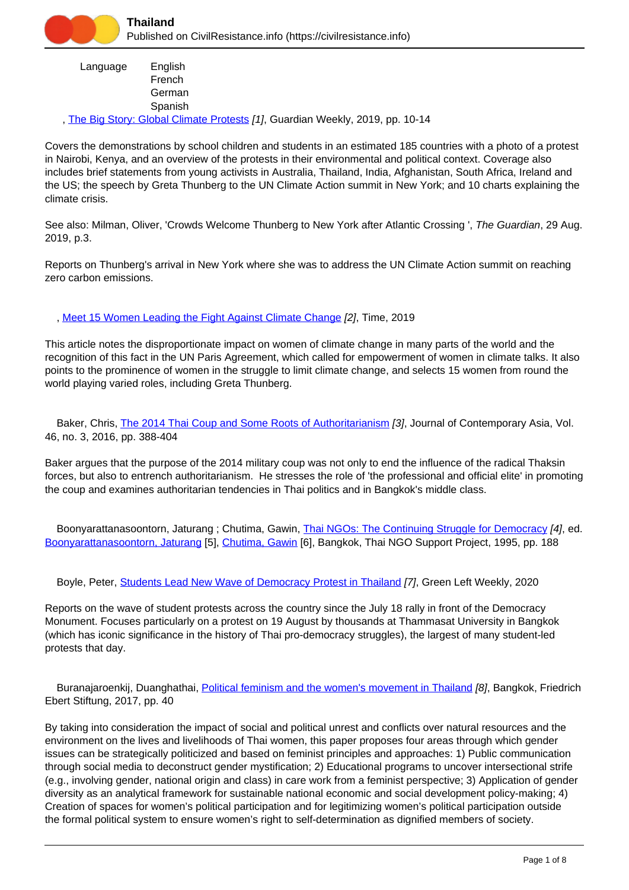Language English
French
German
Spanish

, [The Big Story: Global Climate Protests](#) [1], Guardian Weekly, 2019, pp. 10-14

Covers the demonstrations by school children and students in an estimated 185 countries with a photo of a protest in Nairobi, Kenya, and an overview of the protests in their environmental and political context. Coverage also includes brief statements from young activists in Australia, Thailand, India, Afghanistan, South Africa, Ireland and the US; the speech by Greta Thunberg to the UN Climate Action summit in New York; and 10 charts explaining the climate crisis.

See also: Milman, Oliver, 'Crowds Welcome Thunberg to New York after Atlantic Crossing ', *The Guardian*, 29 Aug. 2019, p.3.

Reports on Thunberg's arrival in New York where she was to address the UN Climate Action summit on reaching zero carbon emissions.

, [Meet 15 Women Leading the Fight Against Climate Change](#) [2], Time, 2019

This article notes the disproportionate impact on women of climate change in many parts of the world and the recognition of this fact in the UN Paris Agreement, which called for empowerment of women in climate talks. It also points to the prominence of women in the struggle to limit climate change, and selects 15 women from round the world playing varied roles, including Greta Thunberg.

Baker, Chris, [The 2014 Thai Coup and Some Roots of Authoritarianism](#) [3], Journal of Contemporary Asia, Vol. 46, no. 3, 2016, pp. 388-404

Baker argues that the purpose of the 2014 military coup was not only to end the influence of the radical Thaksin forces, but also to entrench authoritarianism. He stresses the role of 'the professional and official elite' in promoting the coup and examines authoritarian tendencies in Thai politics and in Bangkok's middle class.

Boonyarattanasoontorn, Jaturang ; Chutima, Gawin, [Thai NGOs: The Continuing Struggle for Democracy](#) [4], ed. [Boonyarattanasoontorn, Jaturang](#) [5], [Chutima, Gawin](#) [6], Bangkok, Thai NGO Support Project, 1995, pp. 188

Boyle, Peter, [Students Lead New Wave of Democracy Protest in Thailand](#) [7], Green Left Weekly, 2020

Reports on the wave of student protests across the country since the July 18 rally in front of the Democracy Monument. Focuses particularly on a protest on 19 August by thousands at Thammasat University in Bangkok (which has iconic significance in the history of Thai pro-democracy struggles), the largest of many student-led protests that day.

Buranajaroenkij, Duanghathai, [Political feminism and the women's movement in Thailand](#) [8], Bangkok, Friedrich Ebert Stiftung, 2017, pp. 40

By taking into consideration the impact of social and political unrest and conflicts over natural resources and the environment on the lives and livelihoods of Thai women, this paper proposes four areas through which gender issues can be strategically politicized and based on feminist principles and approaches: 1) Public communication through social media to deconstruct gender mystification; 2) Educational programs to uncover intersectional strife (e.g., involving gender, national origin and class) in care work from a feminist perspective; 3) Application of gender diversity as an analytical framework for sustainable national economic and social development policy-making; 4) Creation of spaces for women's political participation and for legitimizing women's political participation outside the formal political system to ensure women's right to self-determination as dignified members of society.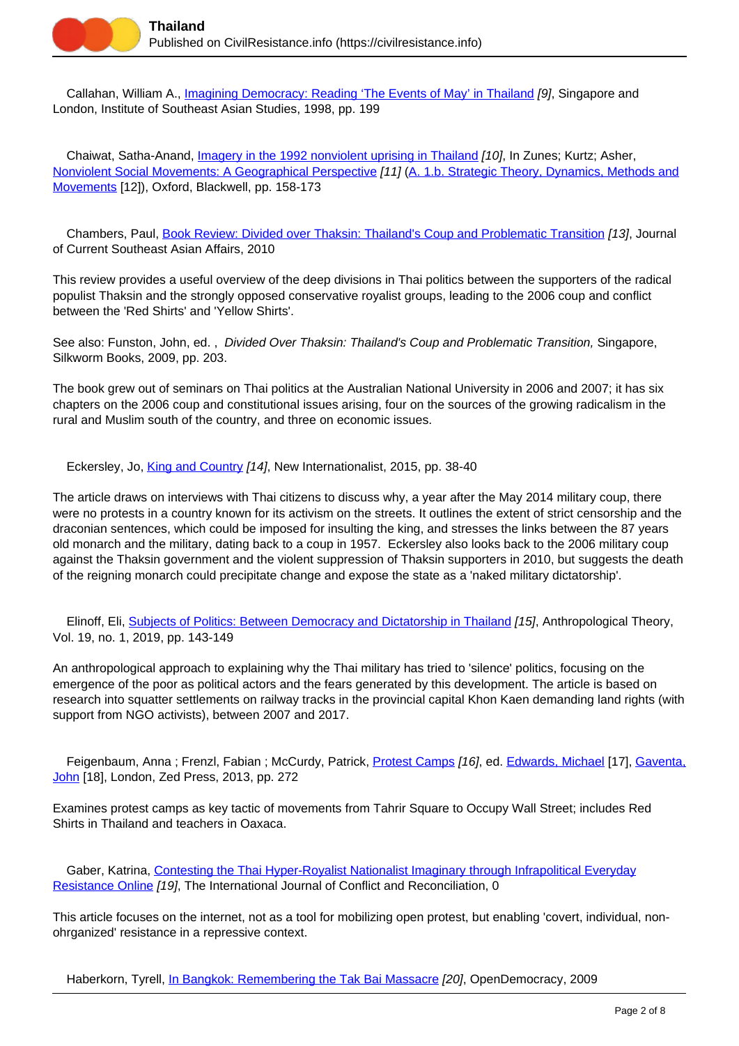Callahan, William A., Imagining Democracy: Reading 'The Events of May' in Thailand [9], Singapore and London, Institute of Southeast Asian Studies, 1998, pp. 199

Chaiwat, Satha-Anand, Imagery in the 1992 nonviolent uprising in Thailand [10], In Zunes; Kurtz; Asher, Nonviolent Social Movements: A Geographical Perspective [11] (A. 1.b. Strategic Theory, Dynamics, Methods and Movements [12]), Oxford, Blackwell, pp. 158-173

Chambers, Paul, Book Review: Divided over Thaksin: Thailand's Coup and Problematic Transition [13], Journal of Current Southeast Asian Affairs, 2010

This review provides a useful overview of the deep divisions in Thai politics between the supporters of the radical populist Thaksin and the strongly opposed conservative royalist groups, leading to the 2006 coup and conflict between the 'Red Shirts' and 'Yellow Shirts'.

See also: Funston, John, ed. , *Divided Over Thaksin: Thailand's Coup and Problematic Transition,* Singapore, Silkworm Books, 2009, pp. 203.

The book grew out of seminars on Thai politics at the Australian National University in 2006 and 2007; it has six chapters on the 2006 coup and constitutional issues arising, four on the sources of the growing radicalism in the rural and Muslim south of the country, and three on economic issues.

Eckersley, Jo, King and Country [14], New Internationalist, 2015, pp. 38-40

The article draws on interviews with Thai citizens to discuss why, a year after the May 2014 military coup, there were no protests in a country known for its activism on the streets. It outlines the extent of strict censorship and the draconian sentences, which could be imposed for insulting the king, and stresses the links between the 87 years old monarch and the military, dating back to a coup in 1957. Eckersley also looks back to the 2006 military coup against the Thaksin government and the violent suppression of Thaksin supporters in 2010, but suggests the death of the reigning monarch could precipitate change and expose the state as a 'naked military dictatorship'.

Elinoff, Eli, Subjects of Politics: Between Democracy and Dictatorship in Thailand [15], Anthropological Theory, Vol. 19, no. 1, 2019, pp. 143-149

An anthropological approach to explaining why the Thai military has tried to 'silence' politics, focusing on the emergence of the poor as political actors and the fears generated by this development. The article is based on research into squatter settlements on railway tracks in the provincial capital Khon Kaen demanding land rights (with support from NGO activists), between 2007 and 2017.

Feigenbaum, Anna ; Frenzl, Fabian ; McCurdy, Patrick, Protest Camps [16], ed. Edwards, Michael [17], Gaventa, John [18], London, Zed Press, 2013, pp. 272

Examines protest camps as key tactic of movements from Tahrir Square to Occupy Wall Street; includes Red Shirts in Thailand and teachers in Oaxaca.

Gaber, Katrina, Contesting the Thai Hyper-Royalist Nationalist Imaginary through Infrapolitical Everyday Resistance Online [19], The International Journal of Conflict and Reconciliation, 0

This article focuses on the internet, not as a tool for mobilizing open protest, but enabling 'covert, individual, non-ohrganized' resistance in a repressive context.

Haberkorn, Tyrell, In Bangkok: Remembering the Tak Bai Massacre [20], OpenDemocracy, 2009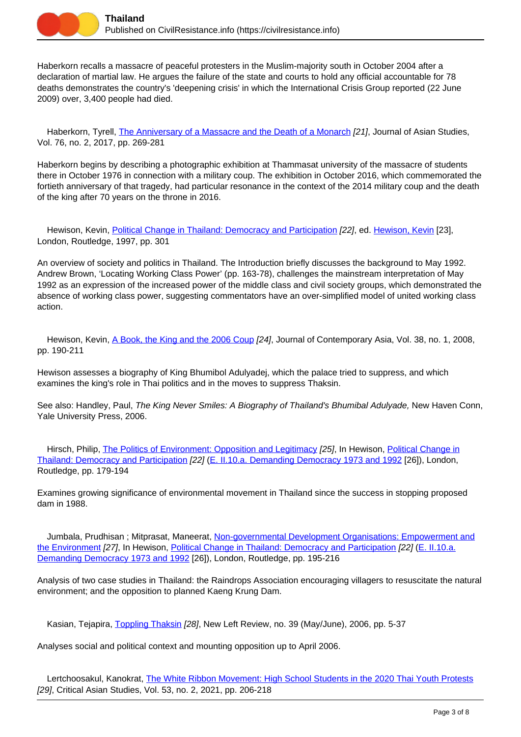Haberkorn recalls a massacre of peaceful protesters in the Muslim-majority south in October 2004 after a declaration of martial law. He argues the failure of the state and courts to hold any official accountable for 78 deaths demonstrates the country's 'deepening crisis' in which the International Crisis Group reported (22 June 2009) over, 3,400 people had died.

Haberkorn, Tyrell, The Anniversary of a Massacre and the Death of a Monarch *[21]*, Journal of Asian Studies, Vol. 76, no. 2, 2017, pp. 269-281

Haberkorn begins by describing a photographic exhibition at Thammasat university of the massacre of students there in October 1976 in connection with a military coup. The exhibition in October 2016, which commemorated the fortieth anniversary of that tragedy, had particular resonance in the context of the 2014 military coup and the death of the king after 70 years on the throne in 2016.

Hewison, Kevin, Political Change in Thailand: Democracy and Participation *[22]*, ed. Hewison, Kevin [23], London, Routledge, 1997, pp. 301

An overview of society and politics in Thailand. The Introduction briefly discusses the background to May 1992. Andrew Brown, 'Locating Working Class Power' (pp. 163-78), challenges the mainstream interpretation of May 1992 as an expression of the increased power of the middle class and civil society groups, which demonstrated the absence of working class power, suggesting commentators have an over-simplified model of united working class action.

Hewison, Kevin, A Book, the King and the 2006 Coup *[24]*, Journal of Contemporary Asia, Vol. 38, no. 1, 2008, pp. 190-211

Hewison assesses a biography of King Bhumibol Adulyadej, which the palace tried to suppress, and which examines the king's role in Thai politics and in the moves to suppress Thaksin.

See also: Handley, Paul, *The King Never Smiles: A Biography of Thailand's Bhumibal Adulyade,* New Haven Conn, Yale University Press, 2006.

Hirsch, Philip, The Politics of Environment: Opposition and Legitimacy *[25]*, In Hewison, Political Change in Thailand: Democracy and Participation *[22]* (E. II.10.a. Demanding Democracy 1973 and 1992 [26]), London, Routledge, pp. 179-194

Examines growing significance of environmental movement in Thailand since the success in stopping proposed dam in 1988.

Jumbala, Prudhisan ; Mitprasat, Maneerat, Non-governmental Development Organisations: Empowerment and the Environment *[27]*, In Hewison, Political Change in Thailand: Democracy and Participation *[22]* (E. II.10.a. Demanding Democracy 1973 and 1992 [26]), London, Routledge, pp. 195-216

Analysis of two case studies in Thailand: the Raindrops Association encouraging villagers to resuscitate the natural environment; and the opposition to planned Kaeng Krung Dam.

Kasian, Tejapira, Toppling Thaksin *[28]*, New Left Review, no. 39 (May/June), 2006, pp. 5-37

Analyses social and political context and mounting opposition up to April 2006.

Lertchoosakul, Kanokrat, The White Ribbon Movement: High School Students in the 2020 Thai Youth Protests *[29]*, Critical Asian Studies, Vol. 53, no. 2, 2021, pp. 206-218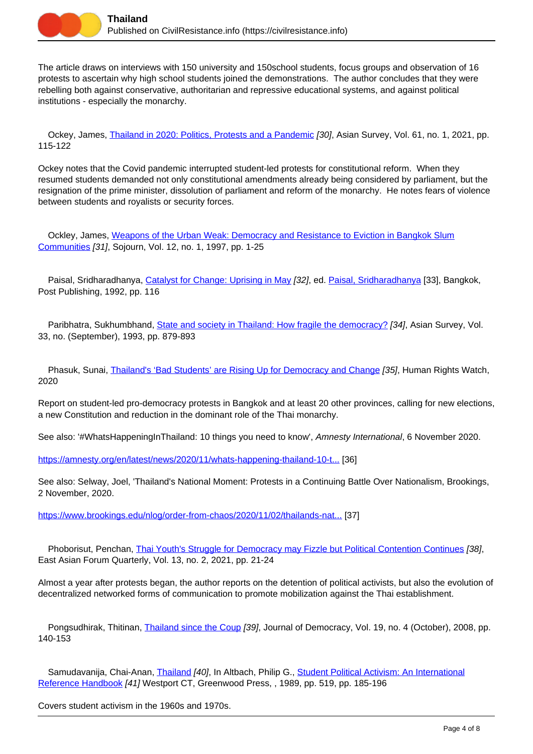The article draws on interviews with 150 university and 150school students, focus groups and observation of 16 protests to ascertain why high school students joined the demonstrations. The author concludes that they were rebelling both against conservative, authoritarian and repressive educational systems, and against political institutions - especially the monarchy.

Ockey, James, Thailand in 2020: Politics, Protests and a Pandemic *[30]*, Asian Survey, Vol. 61, no. 1, 2021, pp. 115-122

Ockey notes that the Covid pandemic interrupted student-led protests for constitutional reform. When they resumed students demanded not only constitutional amendments already being considered by parliament, but the resignation of the prime minister, dissolution of parliament and reform of the monarchy. He notes fears of violence between students and royalists or security forces.

Ockley, James, Weapons of the Urban Weak: Democracy and Resistance to Eviction in Bangkok Slum Communities *[31]*, Sojourn, Vol. 12, no. 1, 1997, pp. 1-25

Paisal, Sridharadhanya, Catalyst for Change: Uprising in May *[32]*, ed. Paisal, Sridharadhanya [33], Bangkok, Post Publishing, 1992, pp. 116

Paribhatra, Sukhumbhand, State and society in Thailand: How fragile the democracy? *[34]*, Asian Survey, Vol. 33, no. (September), 1993, pp. 879-893

Phasuk, Sunai, Thailand's 'Bad Students' are Rising Up for Democracy and Change *[35]*, Human Rights Watch, 2020

Report on student-led pro-democracy protests in Bangkok and at least 20 other provinces, calling for new elections, a new Constitution and reduction in the dominant role of the Thai monarchy.

See also: '#WhatsHappeningInThailand: 10 things you need to know', *Amnesty International*, 6 November 2020.

https://amnesty.org/en/latest/news/2020/11/whats-happening-thailand-10-t... [36]

See also: Selway, Joel, 'Thailand's National Moment: Protests in a Continuing Battle Over Nationalism, Brookings, 2 November, 2020.

https://www.brookings.edu/nlog/order-from-chaos/2020/11/02/thailands-nat... [37]

Phoborisut, Penchan, Thai Youth's Struggle for Democracy may Fizzle but Political Contention Continues *[38]*, East Asian Forum Quarterly, Vol. 13, no. 2, 2021, pp. 21-24

Almost a year after protests began, the author reports on the detention of political activists, but also the evolution of decentralized networked forms of communication to promote mobilization against the Thai establishment.

Pongsudhirak, Thitinan, Thailand since the Coup *[39]*, Journal of Democracy, Vol. 19, no. 4 (October), 2008, pp. 140-153

Samudavanija, Chai-Anan, Thailand *[40]*, In Altbach, Philip G., Student Political Activism: An International Reference Handbook *[41]* Westport CT, Greenwood Press, , 1989, pp. 519, pp. 185-196

Covers student activism in the 1960s and 1970s.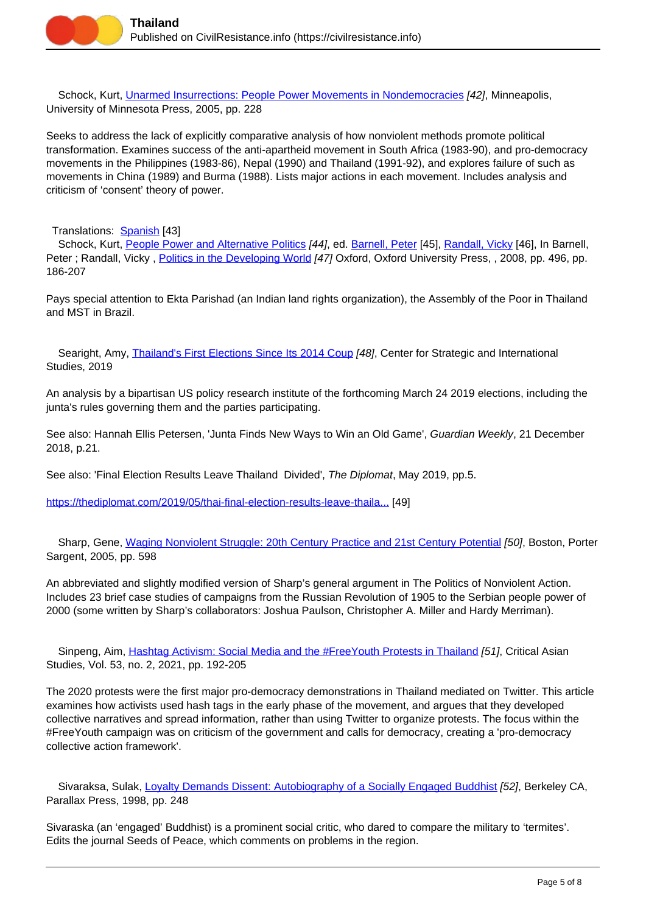Schock, Kurt, Unarmed Insurrections: People Power Movements in Nondemocracies *[42]*, Minneapolis, University of Minnesota Press, 2005, pp. 228

Seeks to address the lack of explicitly comparative analysis of how nonviolent methods promote political transformation. Examines success of the anti-apartheid movement in South Africa (1983-90), and pro-democracy movements in the Philippines (1983-86), Nepal (1990) and Thailand (1991-92), and explores failure of such as movements in China (1989) and Burma (1988). Lists major actions in each movement. Includes analysis and criticism of 'consent' theory of power.

Translations: Spanish [43]

Schock, Kurt, People Power and Alternative Politics *[44]*, ed. Barnell, Peter [45], Randall, Vicky [46], In Barnell, Peter ; Randall, Vicky , Politics in the Developing World *[47]* Oxford, Oxford University Press, , 2008, pp. 496, pp. 186-207

Pays special attention to Ekta Parishad (an Indian land rights organization), the Assembly of the Poor in Thailand and MST in Brazil.

Searight, Amy, Thailand's First Elections Since Its 2014 Coup *[48]*, Center for Strategic and International Studies, 2019

An analysis by a bipartisan US policy research institute of the forthcoming March 24 2019 elections, including the junta's rules governing them and the parties participating.

See also: Hannah Ellis Petersen, 'Junta Finds New Ways to Win an Old Game', *Guardian Weekly*, 21 December 2018, p.21.

See also: 'Final Election Results Leave Thailand Divided', *The Diplomat*, May 2019, pp.5.

https://thediplomat.com/2019/05/thai-final-election-results-leave-thaila... [49]

Sharp, Gene, Waging Nonviolent Struggle: 20th Century Practice and 21st Century Potential *[50]*, Boston, Porter Sargent, 2005, pp. 598

An abbreviated and slightly modified version of Sharp's general argument in The Politics of Nonviolent Action. Includes 23 brief case studies of campaigns from the Russian Revolution of 1905 to the Serbian people power of 2000 (some written by Sharp's collaborators: Joshua Paulson, Christopher A. Miller and Hardy Merriman).

Sinpeng, Aim, Hashtag Activism: Social Media and the #FreeYouth Protests in Thailand *[51]*, Critical Asian Studies, Vol. 53, no. 2, 2021, pp. 192-205

The 2020 protests were the first major pro-democracy demonstrations in Thailand mediated on Twitter. This article examines how activists used hash tags in the early phase of the movement, and argues that they developed collective narratives and spread information, rather than using Twitter to organize protests. The focus within the #FreeYouth campaign was on criticism of the government and calls for democracy, creating a 'pro-democracy collective action framework'.

Sivaraksa, Sulak, Loyalty Demands Dissent: Autobiography of a Socially Engaged Buddhist *[52]*, Berkeley CA, Parallax Press, 1998, pp. 248

Sivaraska (an 'engaged' Buddhist) is a prominent social critic, who dared to compare the military to 'termites'. Edits the journal Seeds of Peace, which comments on problems in the region.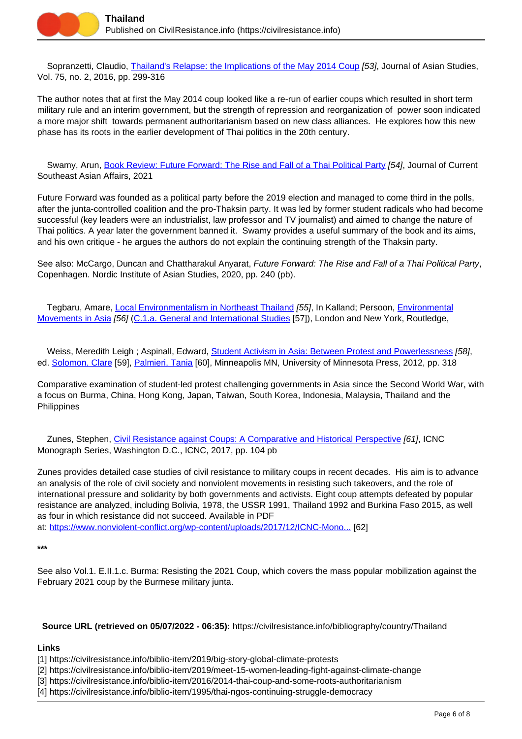Sopranzetti, Claudio, [Thailand's Relapse: the Implications of the May 2014 Coup](#) *[53]*, Journal of Asian Studies, Vol. 75, no. 2, 2016, pp. 299-316

The author notes that at first the May 2014 coup looked like a re-run of earlier coups which resulted in short term military rule and an interim government, but the strength of repression and reorganization of power soon indicated a more major shift towards permanent authoritarianism based on new class alliances. He explores how this new phase has its roots in the earlier development of Thai politics in the 20th century.

Swamy, Arun, [Book Review: Future Forward: The Rise and Fall of a Thai Political Party](#) *[54]*, Journal of Current Southeast Asian Affairs, 2021

Future Forward was founded as a political party before the 2019 election and managed to come third in the polls, after the junta-controlled coalition and the pro-Thaksin party. It was led by former student radicals who had become successful (key leaders were an industrialist, law professor and TV journalist) and aimed to change the nature of Thai politics. A year later the government banned it. Swamy provides a useful summary of the book and its aims, and his own critique - he argues the authors do not explain the continuing strength of the Thaksin party.

See also: McCargo, Duncan and Chattharakul Anyarat, *Future Forward: The Rise and Fall of a Thai Political Party*, Copenhagen. Nordic Institute of Asian Studies, 2020, pp. 240 (pb).

Tegbaru, Amare, [Local Environmentalism in Northeast Thailand](#) *[55]*, In Kalland; Persoon, [Environmental Movements in Asia](#) *[56]* ([C.1.a. General and International Studies](#) [57]), London and New York, Routledge,

Weiss, Meredith Leigh ; Aspinall, Edward, [Student Activism in Asia: Between Protest and Powerlessness](#) *[58]*, ed. [Solomon, Clare](#) [59], [Palmieri, Tania](#) [60], Minneapolis MN, University of Minnesota Press, 2012, pp. 318

Comparative examination of student-led protest challenging governments in Asia since the Second World War, with a focus on Burma, China, Hong Kong, Japan, Taiwan, South Korea, Indonesia, Malaysia, Thailand and the Philippines

Zunes, Stephen, [Civil Resistance against Coups: A Comparative and Historical Perspective](#) *[61]*, ICNC Monograph Series, Washington D.C., ICNC, 2017, pp. 104 pb

Zunes provides detailed case studies of civil resistance to military coups in recent decades. His aim is to advance an analysis of the role of civil society and nonviolent movements in resisting such takeovers, and the role of international pressure and solidarity by both governments and activists. Eight coup attempts defeated by popular resistance are analyzed, including Bolivia, 1978, the USSR 1991, Thailand 1992 and Burkina Faso 2015, as well as four in which resistance did not succeed. Available in PDF at: [https://www.nonviolent-conflict.org/wp-content/uploads/2017/12/ICNC-Mono...](https://www.nonviolent-conflict.org/wp-content/uploads/2017/12/ICNC-Mono...) [62]

**\*\*\***

See also Vol.1. E.II.1.c. Burma: Resisting the 2021 Coup, which covers the mass popular mobilization against the February 2021 coup by the Burmese military junta.

**Source URL (retrieved on 05/07/2022 - 06:35):** https://civilresistance.info/bibliography/country/Thailand

**Links**

[1] https://civilresistance.info/biblio-item/2019/big-story-global-climate-protests
[2] https://civilresistance.info/biblio-item/2019/meet-15-women-leading-fight-against-climate-change
[3] https://civilresistance.info/biblio-item/2016/2014-thai-coup-and-some-roots-authoritarianism
[4] https://civilresistance.info/biblio-item/1995/thai-ngos-continuing-struggle-democracy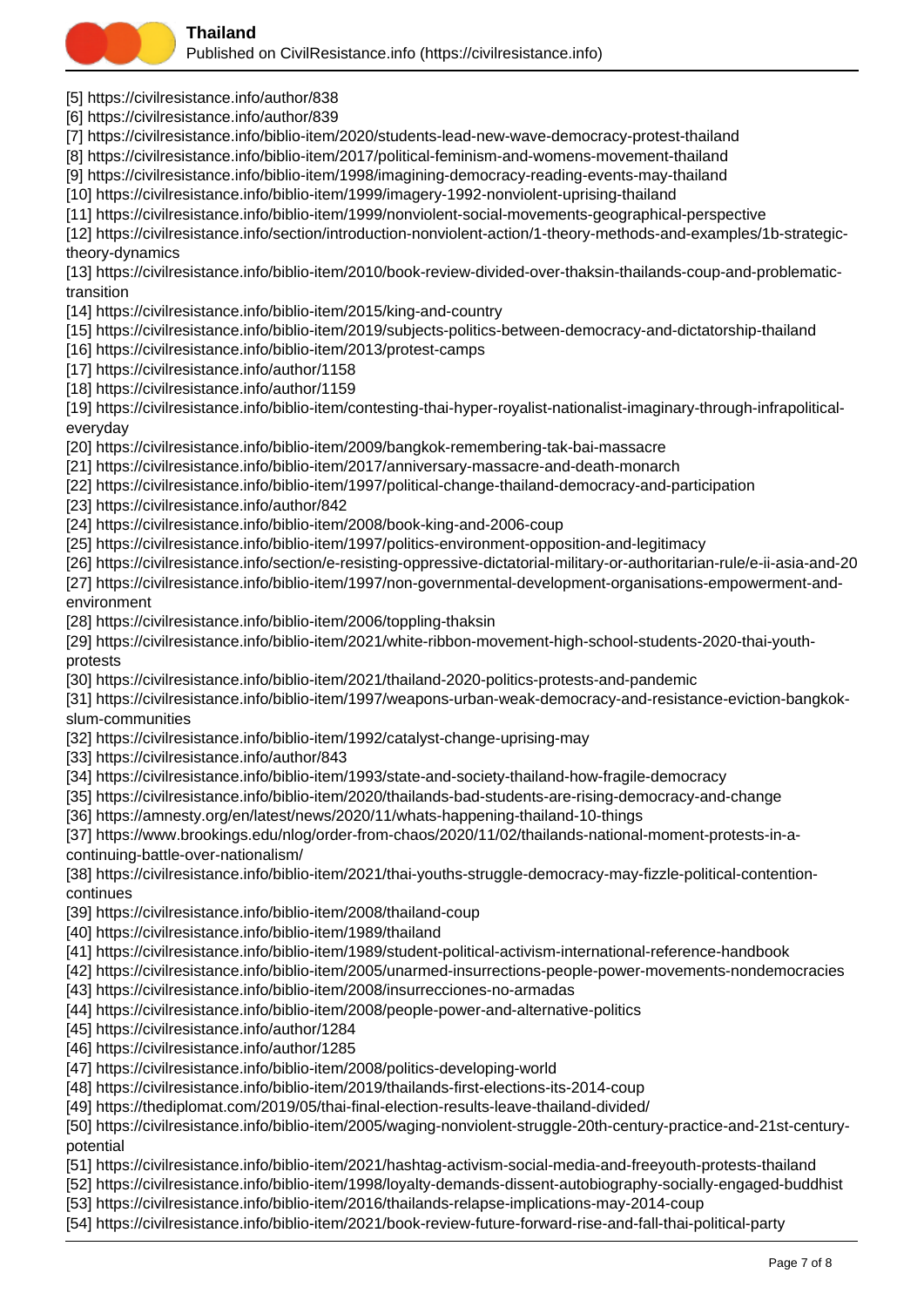[5] https://civilresistance.info/author/838
[6] https://civilresistance.info/author/839
[7] https://civilresistance.info/biblio-item/2020/students-lead-new-wave-democracy-protest-thailand
[8] https://civilresistance.info/biblio-item/2017/political-feminism-and-womens-movement-thailand
[9] https://civilresistance.info/biblio-item/1998/imagining-democracy-reading-events-may-thailand
[10] https://civilresistance.info/biblio-item/1999/imagery-1992-nonviolent-uprising-thailand
[11] https://civilresistance.info/biblio-item/1999/nonviolent-social-movements-geographical-perspective
[12] https://civilresistance.info/section/introduction-nonviolent-action/1-theory-methods-and-examples/1b-strategic-theory-dynamics
[13] https://civilresistance.info/biblio-item/2010/book-review-divided-over-thaksin-thailands-coup-and-problematic-transition
[14] https://civilresistance.info/biblio-item/2015/king-and-country
[15] https://civilresistance.info/biblio-item/2019/subjects-politics-between-democracy-and-dictatorship-thailand
[16] https://civilresistance.info/biblio-item/2013/protest-camps
[17] https://civilresistance.info/author/1158
[18] https://civilresistance.info/author/1159
[19] https://civilresistance.info/biblio-item/contesting-thai-hyper-royalist-nationalist-imaginary-through-infrapolitical-everyday
[20] https://civilresistance.info/biblio-item/2009/bangkok-remembering-tak-bai-massacre
[21] https://civilresistance.info/biblio-item/2017/anniversary-massacre-and-death-monarch
[22] https://civilresistance.info/biblio-item/1997/political-change-thailand-democracy-and-participation
[23] https://civilresistance.info/author/842
[24] https://civilresistance.info/biblio-item/2008/book-king-and-2006-coup
[25] https://civilresistance.info/biblio-item/1997/politics-environment-opposition-and-legitimacy
[26] https://civilresistance.info/section/e-resisting-oppressive-dictatorial-military-or-authoritarian-rule/e-ii-asia-and-20
[27] https://civilresistance.info/biblio-item/1997/non-governmental-development-organisations-empowerment-and-environment
[28] https://civilresistance.info/biblio-item/2006/toppling-thaksin
[29] https://civilresistance.info/biblio-item/2021/white-ribbon-movement-high-school-students-2020-thai-youth-protests
[30] https://civilresistance.info/biblio-item/2021/thailand-2020-politics-protests-and-pandemic
[31] https://civilresistance.info/biblio-item/1997/weapons-urban-weak-democracy-and-resistance-eviction-bangkok-slum-communities
[32] https://civilresistance.info/biblio-item/1992/catalyst-change-uprising-may
[33] https://civilresistance.info/author/843
[34] https://civilresistance.info/biblio-item/1993/state-and-society-thailand-how-fragile-democracy
[35] https://civilresistance.info/biblio-item/2020/thailands-bad-students-are-rising-democracy-and-change
[36] https://amnesty.org/en/latest/news/2020/11/whats-happening-thailand-10-things
[37] https://www.brookings.edu/nlog/order-from-chaos/2020/11/02/thailands-national-moment-protests-in-a-continuing-battle-over-nationalism/
[38] https://civilresistance.info/biblio-item/2021/thai-youths-struggle-democracy-may-fizzle-political-contention-continues
[39] https://civilresistance.info/biblio-item/2008/thailand-coup
[40] https://civilresistance.info/biblio-item/1989/thailand
[41] https://civilresistance.info/biblio-item/1989/student-political-activism-international-reference-handbook
[42] https://civilresistance.info/biblio-item/2005/unarmed-insurrections-people-power-movements-nondemocracies
[43] https://civilresistance.info/biblio-item/2008/insurrecciones-no-armadas
[44] https://civilresistance.info/biblio-item/2008/people-power-and-alternative-politics
[45] https://civilresistance.info/author/1284
[46] https://civilresistance.info/author/1285
[47] https://civilresistance.info/biblio-item/2008/politics-developing-world
[48] https://civilresistance.info/biblio-item/2019/thailands-first-elections-its-2014-coup
[49] https://thediplomat.com/2019/05/thai-final-election-results-leave-thailand-divided/
[50] https://civilresistance.info/biblio-item/2005/waging-nonviolent-struggle-20th-century-practice-and-21st-century-potential
[51] https://civilresistance.info/biblio-item/2021/hashtag-activism-social-media-and-freeyouth-protests-thailand
[52] https://civilresistance.info/biblio-item/1998/loyalty-demands-dissent-autobiography-socially-engaged-buddhist
[53] https://civilresistance.info/biblio-item/2016/thailands-relapse-implications-may-2014-coup
[54] https://civilresistance.info/biblio-item/2021/book-review-future-forward-rise-and-fall-thai-political-party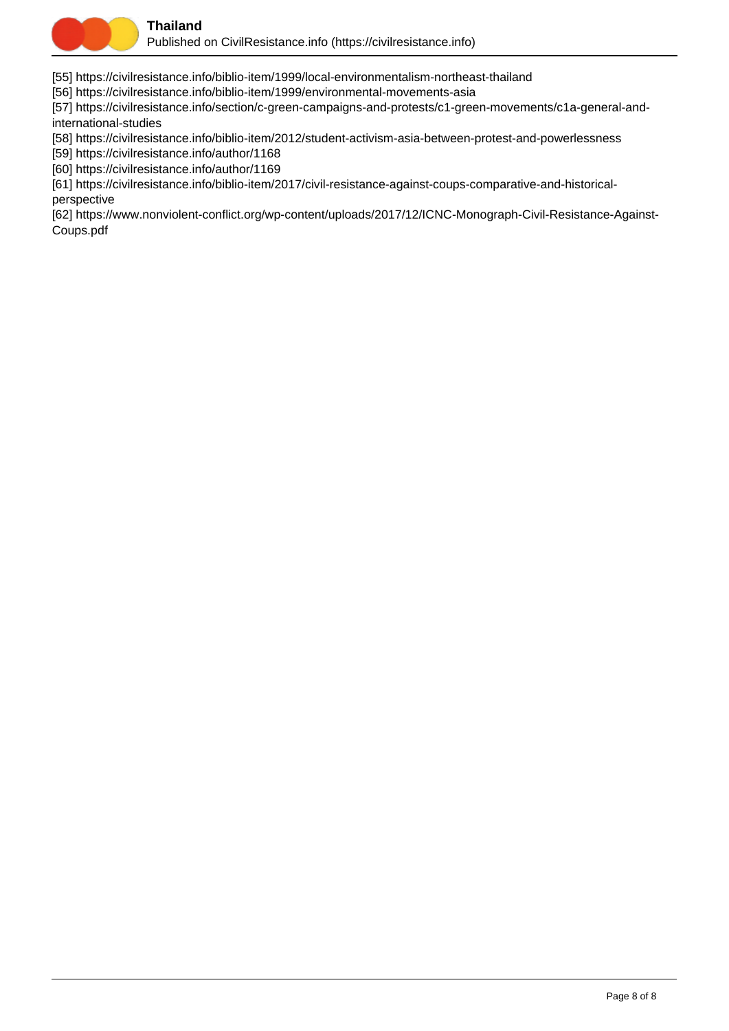[55] https://civilresistance.info/biblio-item/1999/local-environmentalism-northeast-thailand
[56] https://civilresistance.info/biblio-item/1999/environmental-movements-asia
[57] https://civilresistance.info/section/c-green-campaigns-and-protests/c1-green-movements/c1a-general-and-international-studies
[58] https://civilresistance.info/biblio-item/2012/student-activism-asia-between-protest-and-powerlessness
[59] https://civilresistance.info/author/1168
[60] https://civilresistance.info/author/1169
[61] https://civilresistance.info/biblio-item/2017/civil-resistance-against-coups-comparative-and-historical-perspective
[62] https://www.nonviolent-conflict.org/wp-content/uploads/2017/12/ICNC-Monograph-Civil-Resistance-Against-Coups.pdf